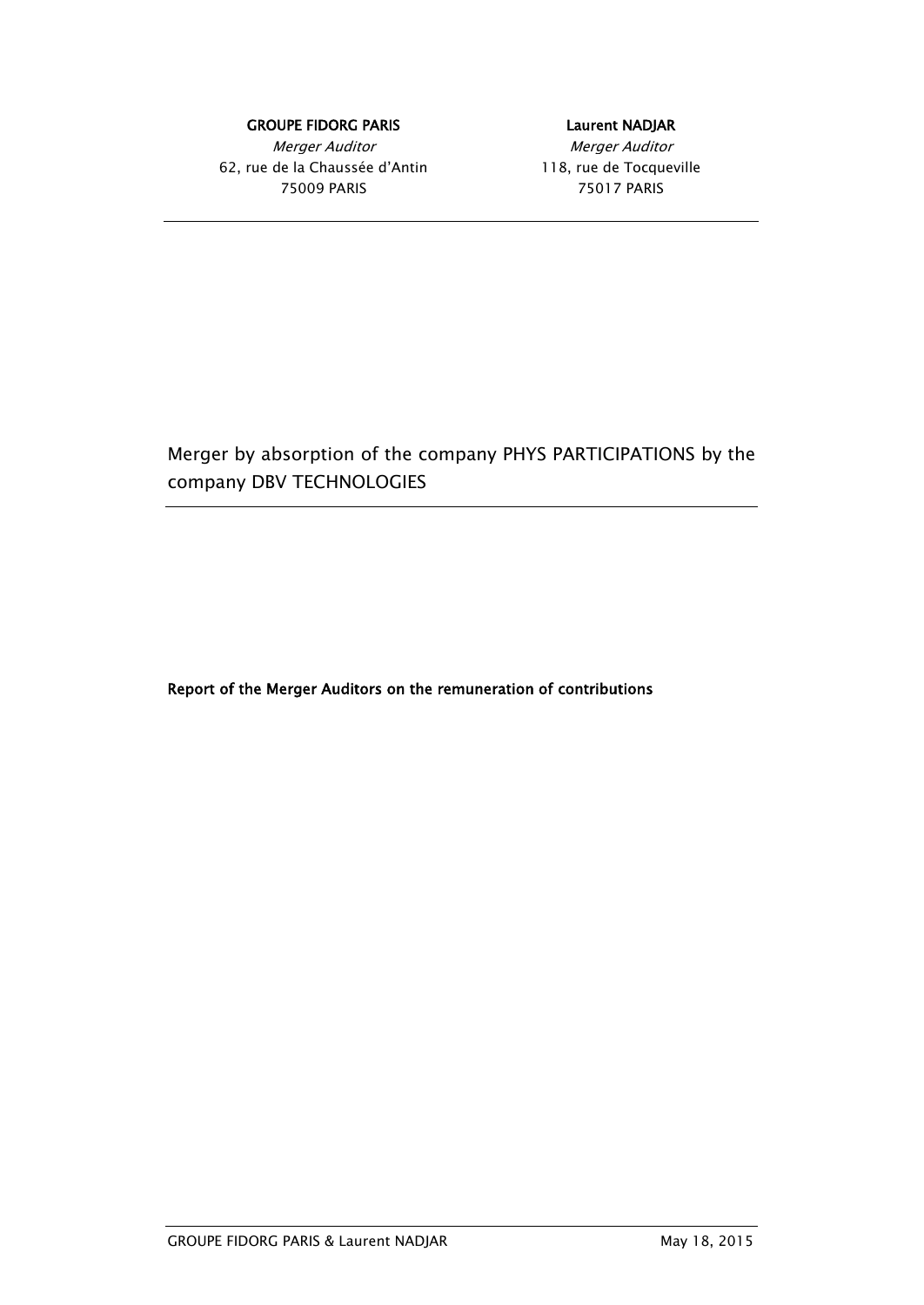**GROUPE FIDORG PARIS**
*Merger Auditor*
62, rue de la Chaussée d'Antin
75009 PARIS

**Laurent NADJAR**
*Merger Auditor*
118, rue de Tocqueville
75017 PARIS

# Merger by absorption of the company PHYS PARTICIPATIONS by the company DBV TECHNOLOGIES

**Report of the Merger Auditors on the remuneration of contributions**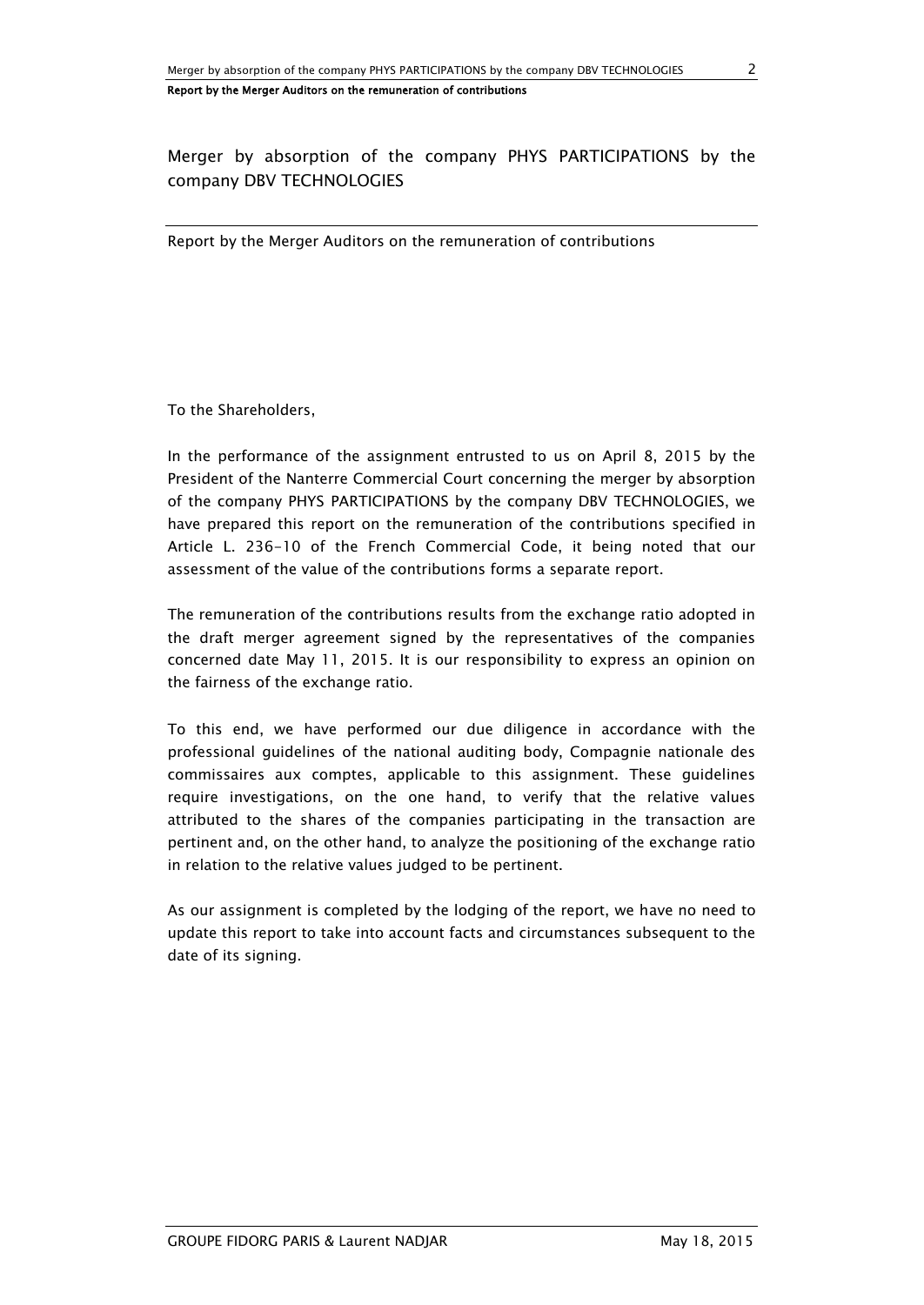# Merger by absorption of the company PHYS PARTICIPATIONS by the company DBV TECHNOLOGIES

Report by the Merger Auditors on the remuneration of contributions

To the Shareholders,

In the performance of the assignment entrusted to us on April 8, 2015 by the President of the Nanterre Commercial Court concerning the merger by absorption of the company PHYS PARTICIPATIONS by the company DBV TECHNOLOGIES, we have prepared this report on the remuneration of the contributions specified in Article L. 236-10 of the French Commercial Code, it being noted that our assessment of the value of the contributions forms a separate report.

The remuneration of the contributions results from the exchange ratio adopted in the draft merger agreement signed by the representatives of the companies concerned date May 11, 2015. It is our responsibility to express an opinion on the fairness of the exchange ratio.

To this end, we have performed our due diligence in accordance with the professional guidelines of the national auditing body, Compagnie nationale des commissaires aux comptes, applicable to this assignment. These guidelines require investigations, on the one hand, to verify that the relative values attributed to the shares of the companies participating in the transaction are pertinent and, on the other hand, to analyze the positioning of the exchange ratio in relation to the relative values judged to be pertinent.

As our assignment is completed by the lodging of the report, we have no need to update this report to take into account facts and circumstances subsequent to the date of its signing.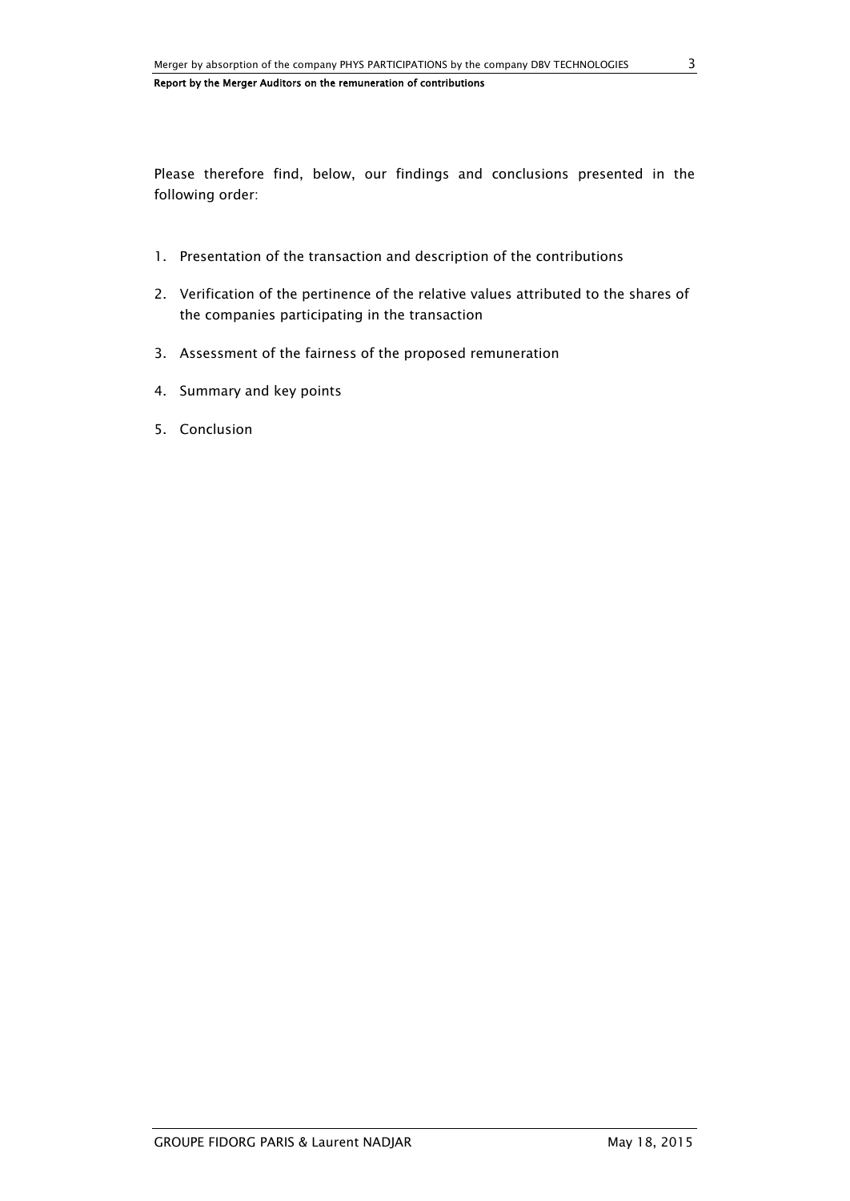Please therefore find, below, our findings and conclusions presented in the following order:

1. Presentation of the transaction and description of the contributions
2. Verification of the pertinence of the relative values attributed to the shares of the companies participating in the transaction
3. Assessment of the fairness of the proposed remuneration
4. Summary and key points
5. Conclusion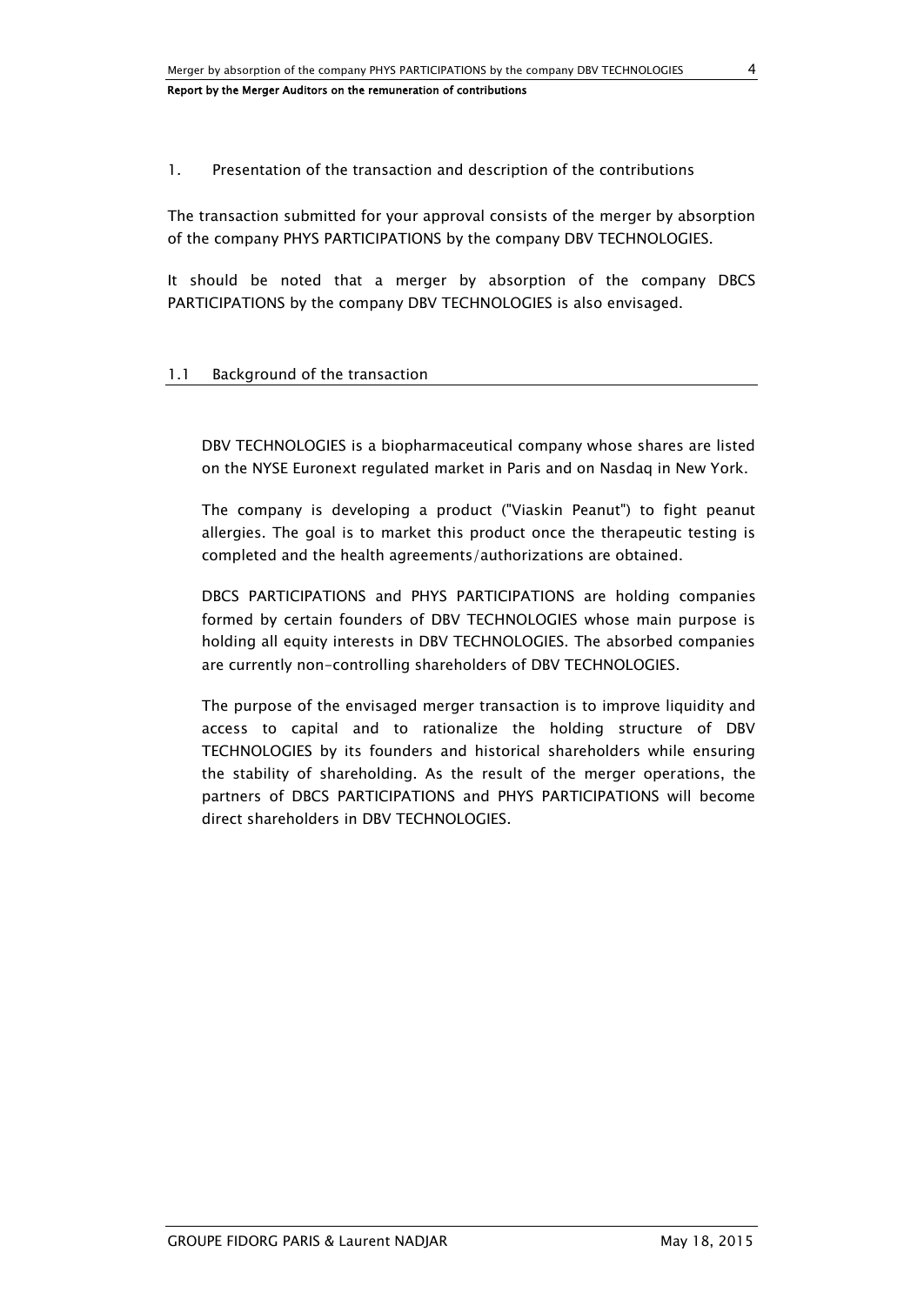## 1. Presentation of the transaction and description of the contributions

The transaction submitted for your approval consists of the merger by absorption of the company PHYS PARTICIPATIONS by the company DBV TECHNOLOGIES.

It should be noted that a merger by absorption of the company DBCS PARTICIPATIONS by the company DBV TECHNOLOGIES is also envisaged.

### 1.1 Background of the transaction

DBV TECHNOLOGIES is a biopharmaceutical company whose shares are listed on the NYSE Euronext regulated market in Paris and on Nasdaq in New York.

The company is developing a product ("Viaskin Peanut") to fight peanut allergies. The goal is to market this product once the therapeutic testing is completed and the health agreements/authorizations are obtained.

DBCS PARTICIPATIONS and PHYS PARTICIPATIONS are holding companies formed by certain founders of DBV TECHNOLOGIES whose main purpose is holding all equity interests in DBV TECHNOLOGIES. The absorbed companies are currently non-controlling shareholders of DBV TECHNOLOGIES.

The purpose of the envisaged merger transaction is to improve liquidity and access to capital and to rationalize the holding structure of DBV TECHNOLOGIES by its founders and historical shareholders while ensuring the stability of shareholding. As the result of the merger operations, the partners of DBCS PARTICIPATIONS and PHYS PARTICIPATIONS will become direct shareholders in DBV TECHNOLOGIES.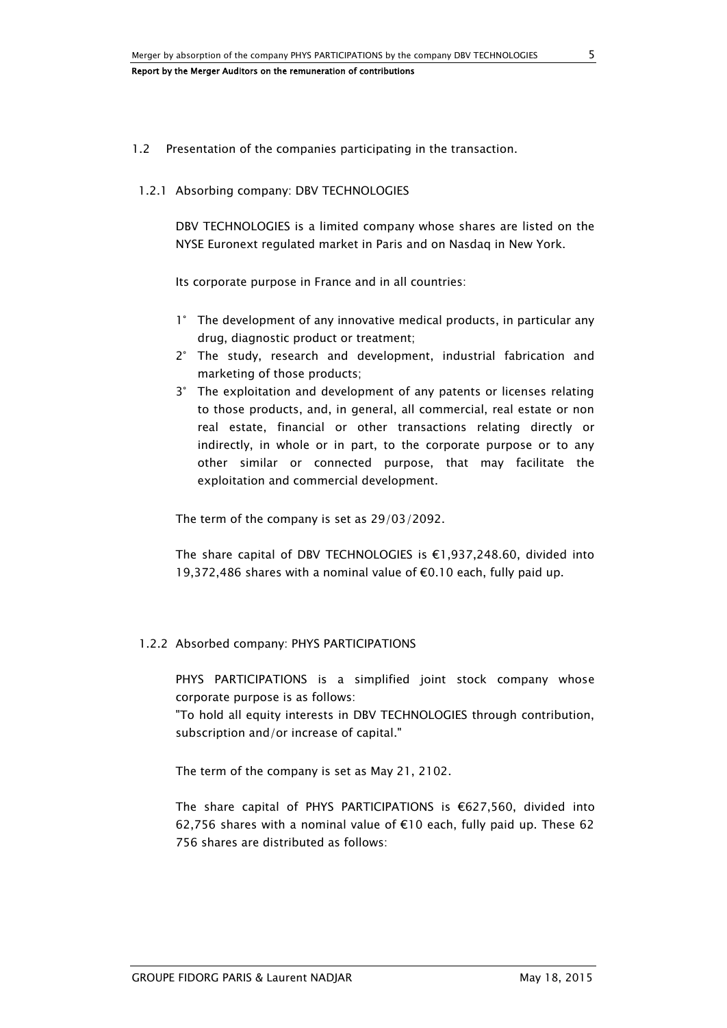## 1.2 Presentation of the companies participating in the transaction.

### 1.2.1 Absorbing company: DBV TECHNOLOGIES

DBV TECHNOLOGIES is a limited company whose shares are listed on the NYSE Euronext regulated market in Paris and on Nasdaq in New York.

Its corporate purpose in France and in all countries:

1° The development of any innovative medical products, in particular any drug, diagnostic product or treatment;

2° The study, research and development, industrial fabrication and marketing of those products;

3° The exploitation and development of any patents or licenses relating to those products, and, in general, all commercial, real estate or non real estate, financial or other transactions relating directly or indirectly, in whole or in part, to the corporate purpose or to any other similar or connected purpose, that may facilitate the exploitation and commercial development.

The term of the company is set as 29/03/2092.

The share capital of DBV TECHNOLOGIES is €1,937,248.60, divided into 19,372,486 shares with a nominal value of €0.10 each, fully paid up.

### 1.2.2 Absorbed company: PHYS PARTICIPATIONS

PHYS PARTICIPATIONS is a simplified joint stock company whose corporate purpose is as follows:
"To hold all equity interests in DBV TECHNOLOGIES through contribution, subscription and/or increase of capital."

The term of the company is set as May 21, 2102.

The share capital of PHYS PARTICIPATIONS is €627,560, divided into 62,756 shares with a nominal value of €10 each, fully paid up. These 62 756 shares are distributed as follows: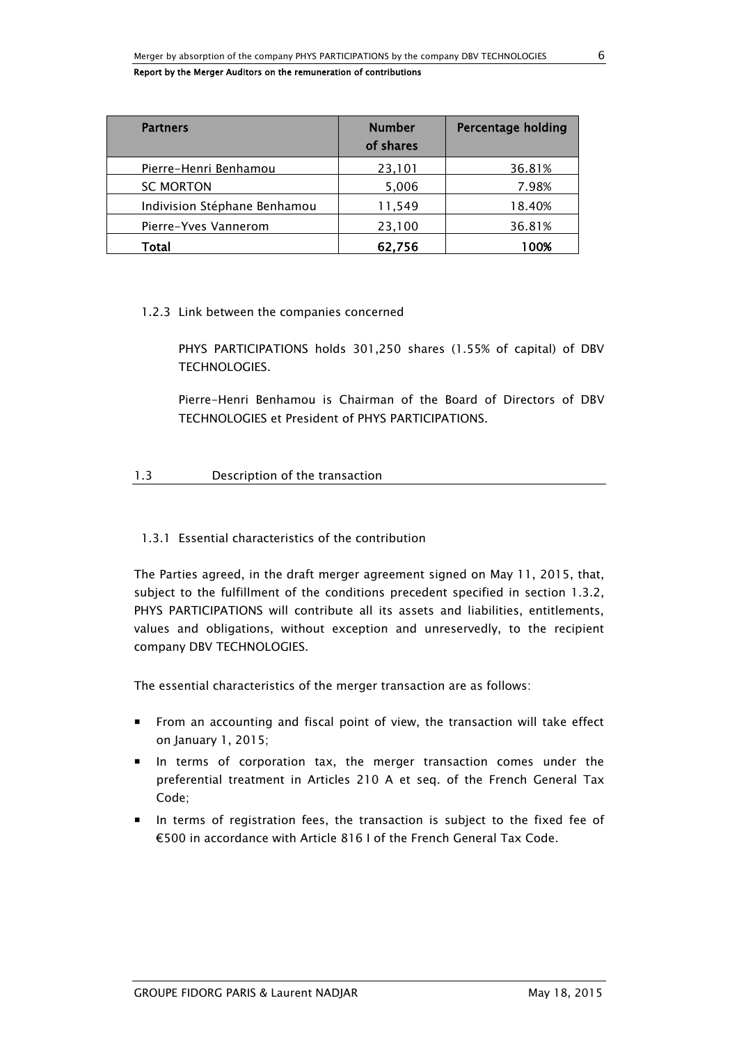| Partners | Number of shares | Percentage holding |
|---|---|---|
| Pierre-Henri Benhamou | 23,101 | 36.81% |
| SC MORTON | 5,006 | 7.98% |
| Indivision Stéphane Benhamou | 11,549 | 18.40% |
| Pierre-Yves Vannerom | 23,100 | 36.81% |
| **Total** | **62,756** | **100%** |

#### 1.2.3 Link between the companies concerned

PHYS PARTICIPATIONS holds 301,250 shares (1.55% of capital) of DBV TECHNOLOGIES.

Pierre-Henri Benhamou is Chairman of the Board of Directors of DBV TECHNOLOGIES et President of PHYS PARTICIPATIONS.

### 1.3 Description of the transaction

#### 1.3.1 Essential characteristics of the contribution

The Parties agreed, in the draft merger agreement signed on May 11, 2015, that, subject to the fulfillment of the conditions precedent specified in section 1.3.2, PHYS PARTICIPATIONS will contribute all its assets and liabilities, entitlements, values and obligations, without exception and unreservedly, to the recipient company DBV TECHNOLOGIES.

The essential characteristics of the merger transaction are as follows:

- From an accounting and fiscal point of view, the transaction will take effect on January 1, 2015;
- In terms of corporation tax, the merger transaction comes under the preferential treatment in Articles 210 A et seq. of the French General Tax Code;
- In terms of registration fees, the transaction is subject to the fixed fee of €500 in accordance with Article 816 I of the French General Tax Code.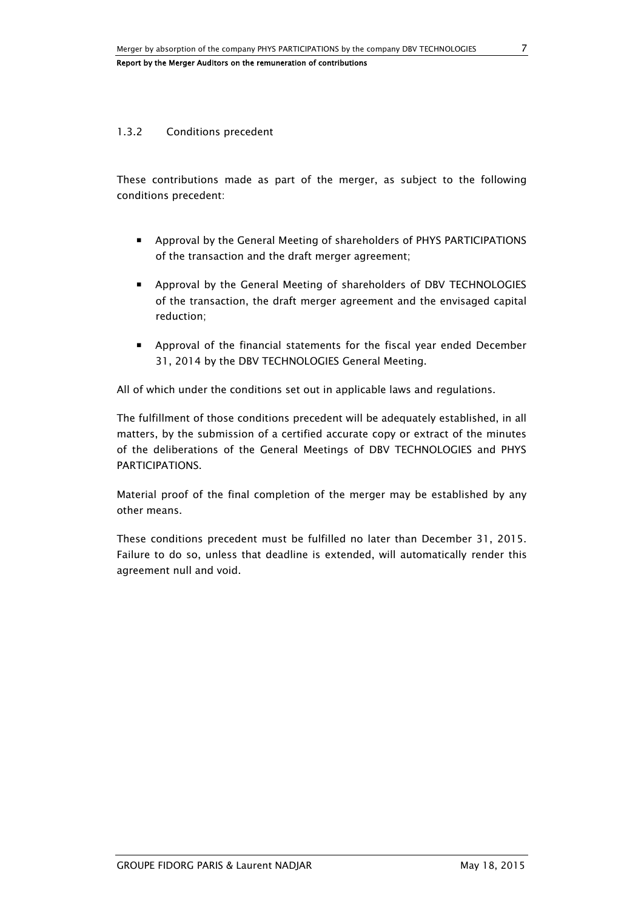### 1.3.2 Conditions precedent

These contributions made as part of the merger, as subject to the following conditions precedent:

- Approval by the General Meeting of shareholders of PHYS PARTICIPATIONS of the transaction and the draft merger agreement;
- Approval by the General Meeting of shareholders of DBV TECHNOLOGIES of the transaction, the draft merger agreement and the envisaged capital reduction;
- Approval of the financial statements for the fiscal year ended December 31, 2014 by the DBV TECHNOLOGIES General Meeting.

All of which under the conditions set out in applicable laws and regulations.

The fulfillment of those conditions precedent will be adequately established, in all matters, by the submission of a certified accurate copy or extract of the minutes of the deliberations of the General Meetings of DBV TECHNOLOGIES and PHYS PARTICIPATIONS.

Material proof of the final completion of the merger may be established by any other means.

These conditions precedent must be fulfilled no later than December 31, 2015. Failure to do so, unless that deadline is extended, will automatically render this agreement null and void.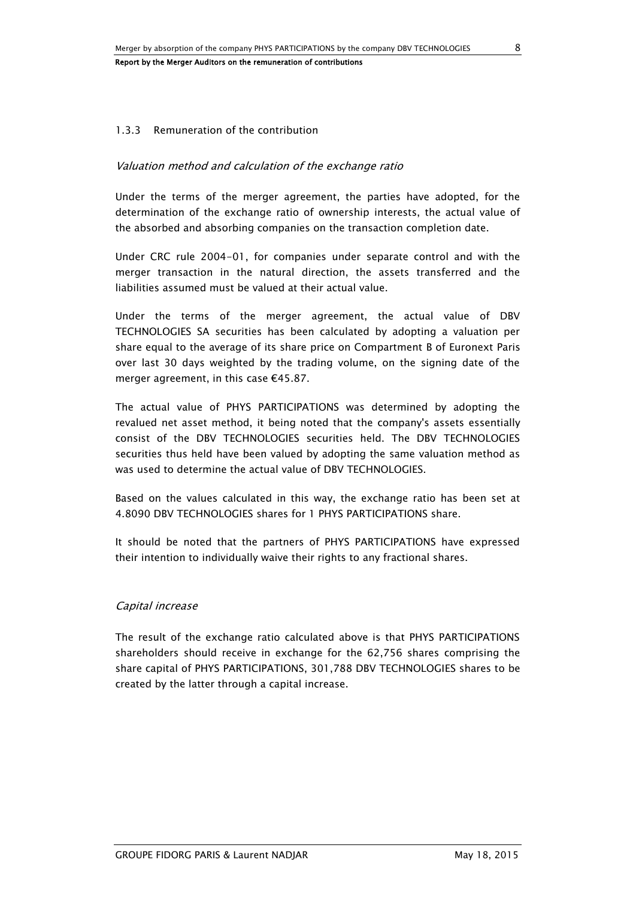### 1.3.3 Remuneration of the contribution

*Valuation method and calculation of the exchange ratio*

Under the terms of the merger agreement, the parties have adopted, for the determination of the exchange ratio of ownership interests, the actual value of the absorbed and absorbing companies on the transaction completion date.

Under CRC rule 2004-01, for companies under separate control and with the merger transaction in the natural direction, the assets transferred and the liabilities assumed must be valued at their actual value.

Under the terms of the merger agreement, the actual value of DBV TECHNOLOGIES SA securities has been calculated by adopting a valuation per share equal to the average of its share price on Compartment B of Euronext Paris over last 30 days weighted by the trading volume, on the signing date of the merger agreement, in this case €45.87.

The actual value of PHYS PARTICIPATIONS was determined by adopting the revalued net asset method, it being noted that the company's assets essentially consist of the DBV TECHNOLOGIES securities held. The DBV TECHNOLOGIES securities thus held have been valued by adopting the same valuation method as was used to determine the actual value of DBV TECHNOLOGIES.

Based on the values calculated in this way, the exchange ratio has been set at 4.8090 DBV TECHNOLOGIES shares for 1 PHYS PARTICIPATIONS share.

It should be noted that the partners of PHYS PARTICIPATIONS have expressed their intention to individually waive their rights to any fractional shares.

*Capital increase*

The result of the exchange ratio calculated above is that PHYS PARTICIPATIONS shareholders should receive in exchange for the 62,756 shares comprising the share capital of PHYS PARTICIPATIONS, 301,788 DBV TECHNOLOGIES shares to be created by the latter through a capital increase.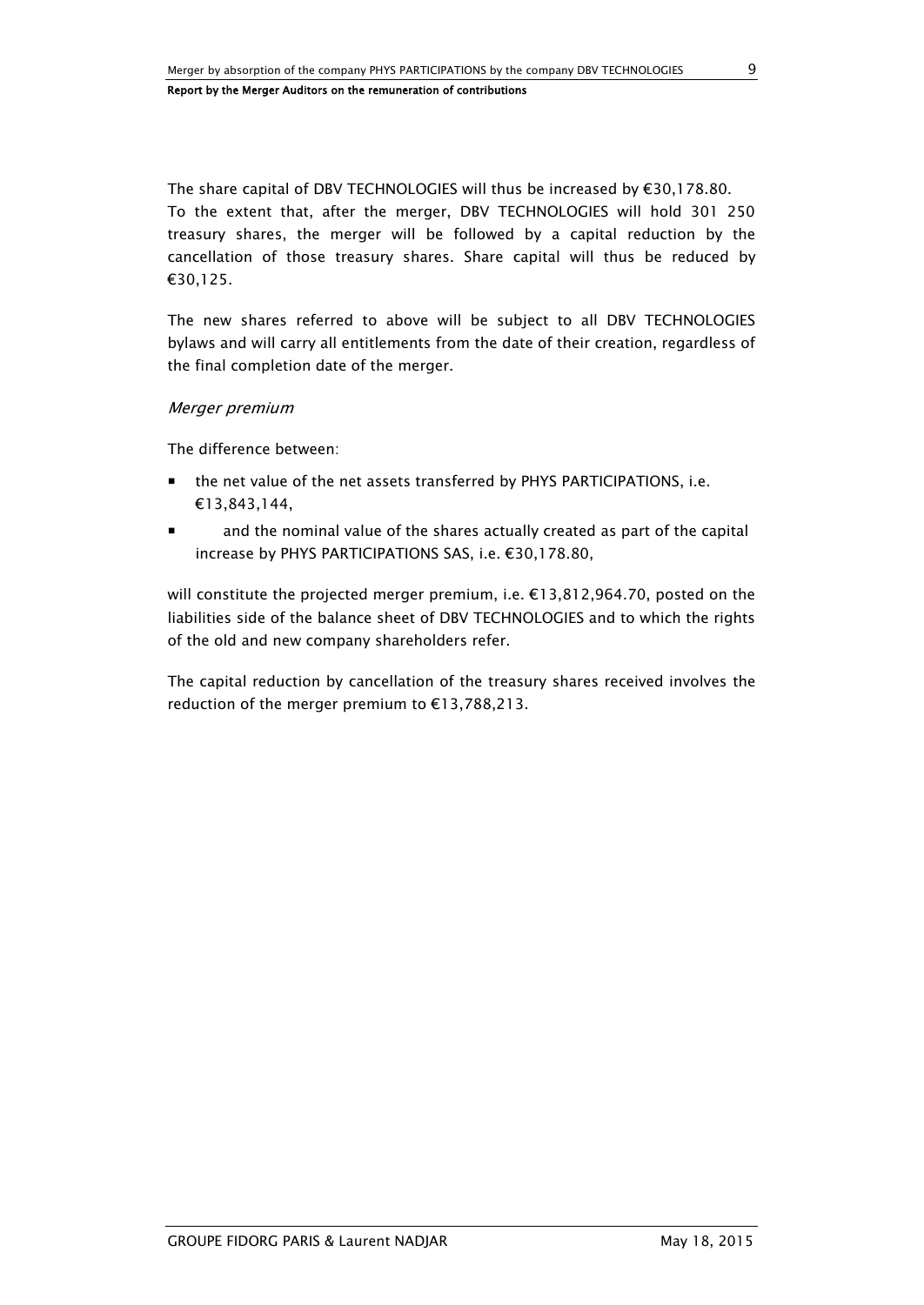The share capital of DBV TECHNOLOGIES will thus be increased by €30,178.80.
To the extent that, after the merger, DBV TECHNOLOGIES will hold 301 250 treasury shares, the merger will be followed by a capital reduction by the cancellation of those treasury shares. Share capital will thus be reduced by €30,125.

The new shares referred to above will be subject to all DBV TECHNOLOGIES bylaws and will carry all entitlements from the date of their creation, regardless of the final completion date of the merger.

*Merger premium*

The difference between:

- the net value of the net assets transferred by PHYS PARTICIPATIONS, i.e. €13,843,144,
- and the nominal value of the shares actually created as part of the capital increase by PHYS PARTICIPATIONS SAS, i.e. €30,178.80,

will constitute the projected merger premium, i.e. €13,812,964.70, posted on the liabilities side of the balance sheet of DBV TECHNOLOGIES and to which the rights of the old and new company shareholders refer.

The capital reduction by cancellation of the treasury shares received involves the reduction of the merger premium to €13,788,213.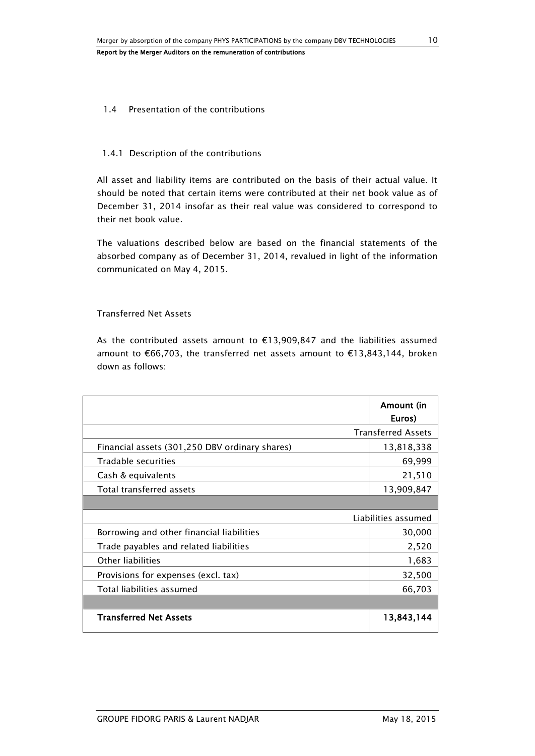## 1.4 Presentation of the contributions

### 1.4.1 Description of the contributions

All asset and liability items are contributed on the basis of their actual value. It should be noted that certain items were contributed at their net book value as of December 31, 2014 insofar as their real value was considered to correspond to their net book value.

The valuations described below are based on the financial statements of the absorbed company as of December 31, 2014, revalued in light of the information communicated on May 4, 2015.

Transferred Net Assets

As the contributed assets amount to €13,909,847 and the liabilities assumed amount to €66,703, the transferred net assets amount to €13,843,144, broken down as follows:

| | **Amount (in Euros)** |
|---|---|
| | Transferred Assets |
| Financial assets (301,250 DBV ordinary shares) | 13,818,338 |
| Tradable securities | 69,999 |
| Cash & equivalents | 21,510 |
| Total transferred assets | 13,909,847 |
| | |
| | Liabilities assumed |
| Borrowing and other financial liabilities | 30,000 |
| Trade payables and related liabilities | 2,520 |
| Other liabilities | 1,683 |
| Provisions for expenses (excl. tax) | 32,500 |
| Total liabilities assumed | 66,703 |
| | |
| **Transferred Net Assets** | **13,843,144** |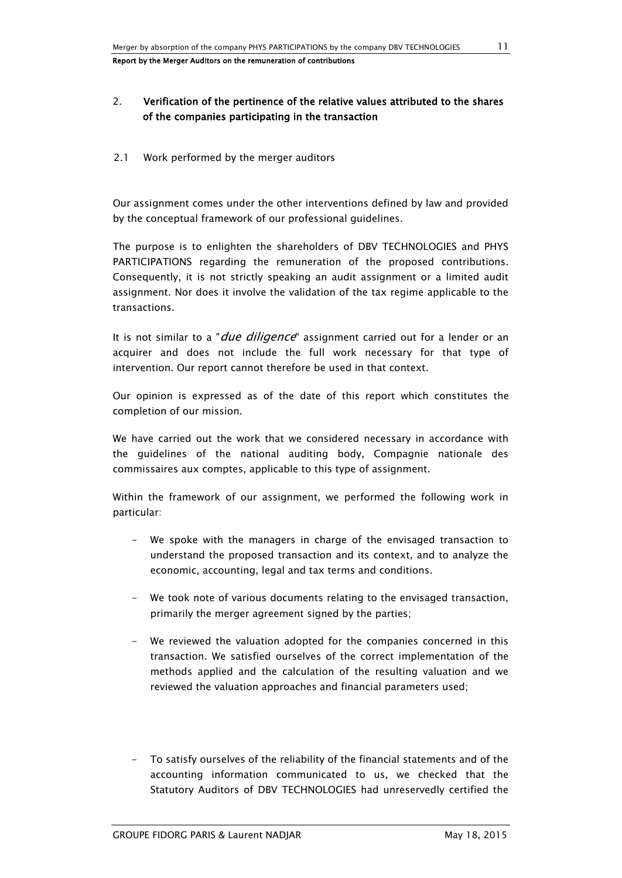## 2. Verification of the pertinence of the relative values attributed to the shares of the companies participating in the transaction

### 2.1 Work performed by the merger auditors

Our assignment comes under the other interventions defined by law and provided by the conceptual framework of our professional guidelines.

The purpose is to enlighten the shareholders of DBV TECHNOLOGIES and PHYS PARTICIPATIONS regarding the remuneration of the proposed contributions. Consequently, it is not strictly speaking an audit assignment or a limited audit assignment. Nor does it involve the validation of the tax regime applicable to the transactions.

It is not similar to a "*due diligence*" assignment carried out for a lender or an acquirer and does not include the full work necessary for that type of intervention. Our report cannot therefore be used in that context.

Our opinion is expressed as of the date of this report which constitutes the completion of our mission.

We have carried out the work that we considered necessary in accordance with the guidelines of the national auditing body, Compagnie nationale des commissaires aux comptes, applicable to this type of assignment.

Within the framework of our assignment, we performed the following work in particular:

- We spoke with the managers in charge of the envisaged transaction to understand the proposed transaction and its context, and to analyze the economic, accounting, legal and tax terms and conditions.
- We took note of various documents relating to the envisaged transaction, primarily the merger agreement signed by the parties;
- We reviewed the valuation adopted for the companies concerned in this transaction. We satisfied ourselves of the correct implementation of the methods applied and the calculation of the resulting valuation and we reviewed the valuation approaches and financial parameters used;
- To satisfy ourselves of the reliability of the financial statements and of the accounting information communicated to us, we checked that the Statutory Auditors of DBV TECHNOLOGIES had unreservedly certified the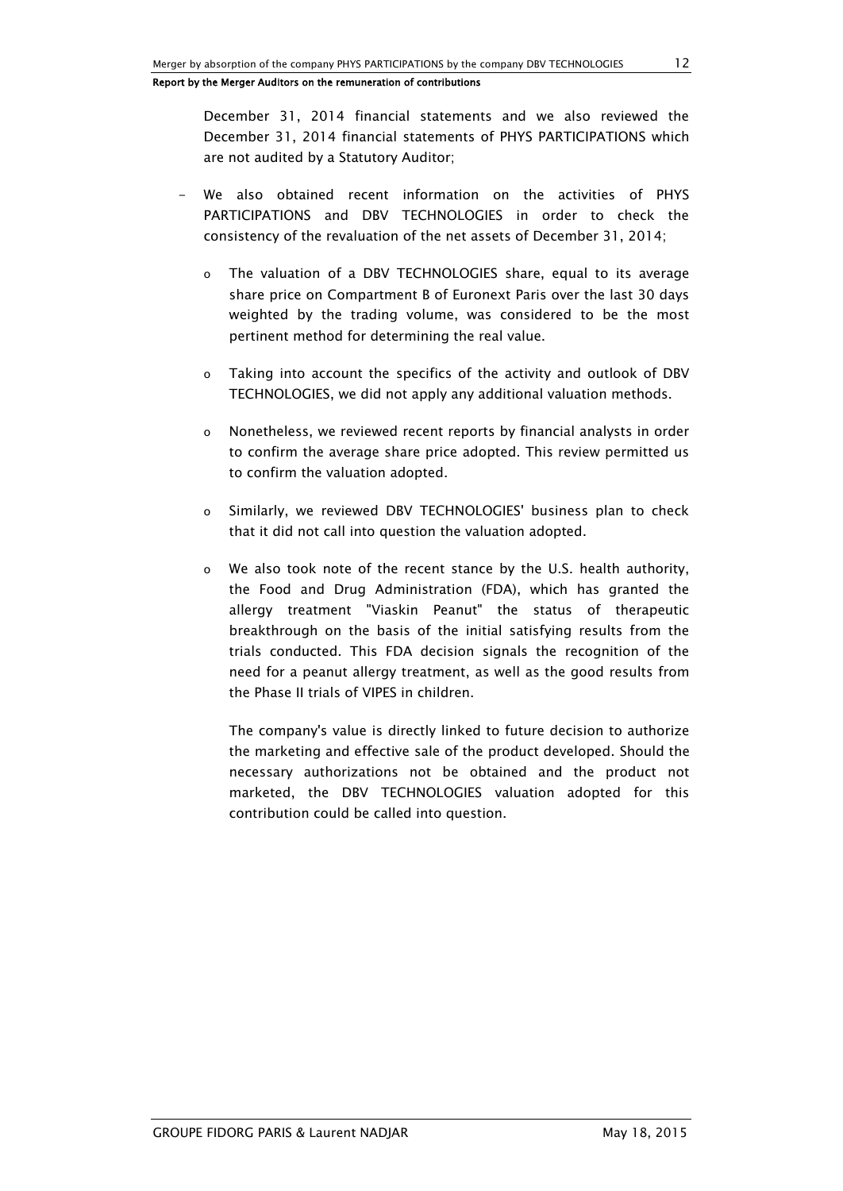December 31, 2014 financial statements and we also reviewed the December 31, 2014 financial statements of PHYS PARTICIPATIONS which are not audited by a Statutory Auditor;

- We also obtained recent information on the activities of PHYS PARTICIPATIONS and DBV TECHNOLOGIES in order to check the consistency of the revaluation of the net assets of December 31, 2014;

  - The valuation of a DBV TECHNOLOGIES share, equal to its average share price on Compartment B of Euronext Paris over the last 30 days weighted by the trading volume, was considered to be the most pertinent method for determining the real value.

  - Taking into account the specifics of the activity and outlook of DBV TECHNOLOGIES, we did not apply any additional valuation methods.

  - Nonetheless, we reviewed recent reports by financial analysts in order to confirm the average share price adopted. This review permitted us to confirm the valuation adopted.

  - Similarly, we reviewed DBV TECHNOLOGIES' business plan to check that it did not call into question the valuation adopted.

  - We also took note of the recent stance by the U.S. health authority, the Food and Drug Administration (FDA), which has granted the allergy treatment "Viaskin Peanut" the status of therapeutic breakthrough on the basis of the initial satisfying results from the trials conducted. This FDA decision signals the recognition of the need for a peanut allergy treatment, as well as the good results from the Phase II trials of VIPES in children.

    The company's value is directly linked to future decision to authorize the marketing and effective sale of the product developed. Should the necessary authorizations not be obtained and the product not marketed, the DBV TECHNOLOGIES valuation adopted for this contribution could be called into question.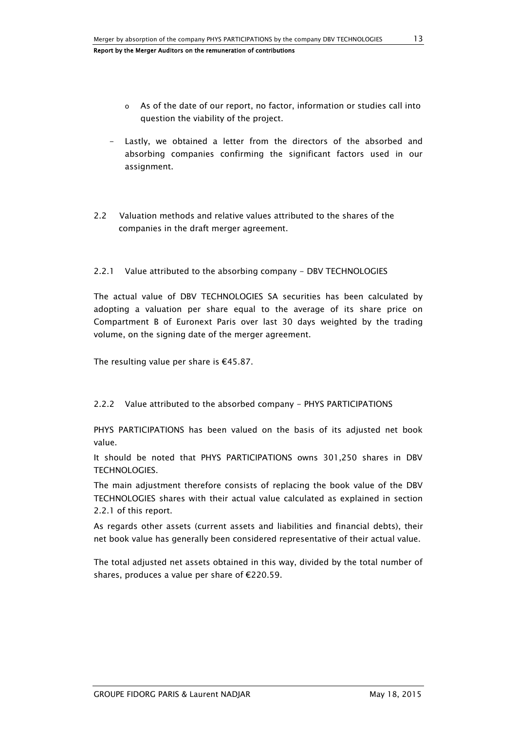- As of the date of our report, no factor, information or studies call into question the viability of the project.

- Lastly, we obtained a letter from the directors of the absorbed and absorbing companies confirming the significant factors used in our assignment.

## 2.2 Valuation methods and relative values attributed to the shares of the companies in the draft merger agreement.

### 2.2.1 Value attributed to the absorbing company - DBV TECHNOLOGIES

The actual value of DBV TECHNOLOGIES SA securities has been calculated by adopting a valuation per share equal to the average of its share price on Compartment B of Euronext Paris over last 30 days weighted by the trading volume, on the signing date of the merger agreement.

The resulting value per share is €45.87.

### 2.2.2 Value attributed to the absorbed company - PHYS PARTICIPATIONS

PHYS PARTICIPATIONS has been valued on the basis of its adjusted net book value.

It should be noted that PHYS PARTICIPATIONS owns 301,250 shares in DBV TECHNOLOGIES.

The main adjustment therefore consists of replacing the book value of the DBV TECHNOLOGIES shares with their actual value calculated as explained in section 2.2.1 of this report.

As regards other assets (current assets and liabilities and financial debts), their net book value has generally been considered representative of their actual value.

The total adjusted net assets obtained in this way, divided by the total number of shares, produces a value per share of €220.59.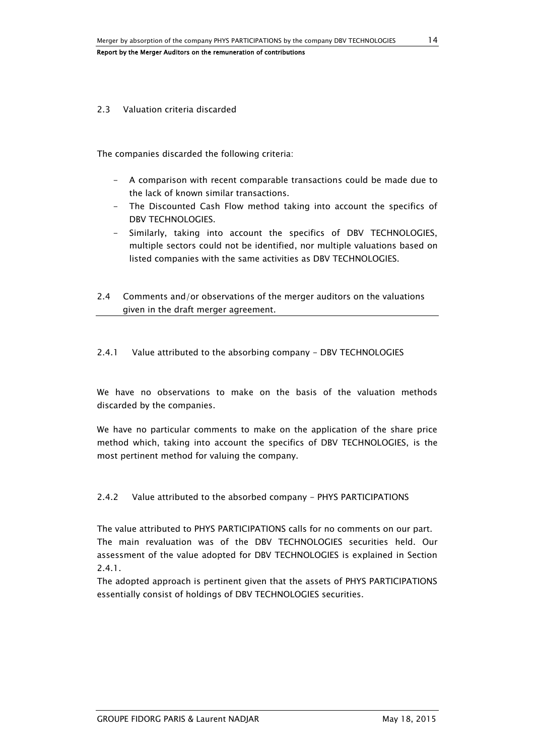### 2.3 Valuation criteria discarded

The companies discarded the following criteria:

- A comparison with recent comparable transactions could be made due to the lack of known similar transactions.
- The Discounted Cash Flow method taking into account the specifics of DBV TECHNOLOGIES.
- Similarly, taking into account the specifics of DBV TECHNOLOGIES, multiple sectors could not be identified, nor multiple valuations based on listed companies with the same activities as DBV TECHNOLOGIES.

### 2.4 Comments and/or observations of the merger auditors on the valuations given in the draft merger agreement.

#### 2.4.1 Value attributed to the absorbing company - DBV TECHNOLOGIES

We have no observations to make on the basis of the valuation methods discarded by the companies.

We have no particular comments to make on the application of the share price method which, taking into account the specifics of DBV TECHNOLOGIES, is the most pertinent method for valuing the company.

#### 2.4.2 Value attributed to the absorbed company - PHYS PARTICIPATIONS

The value attributed to PHYS PARTICIPATIONS calls for no comments on our part.
The main revaluation was of the DBV TECHNOLOGIES securities held. Our assessment of the value adopted for DBV TECHNOLOGIES is explained in Section 2.4.1.
The adopted approach is pertinent given that the assets of PHYS PARTICIPATIONS essentially consist of holdings of DBV TECHNOLOGIES securities.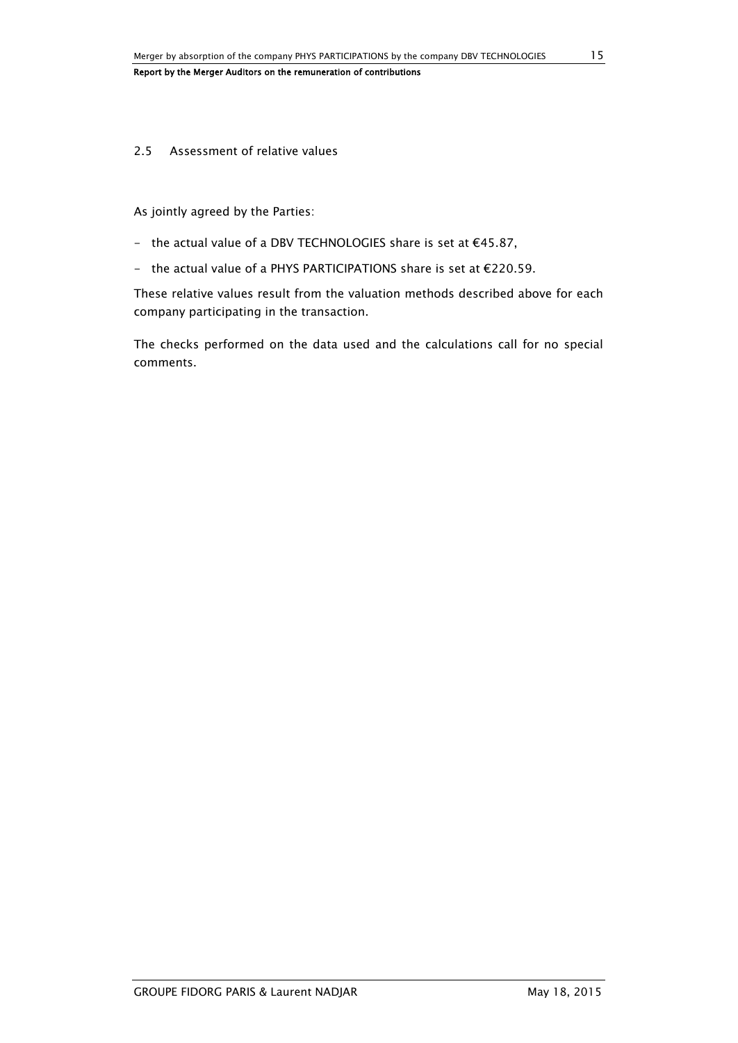## 2.5 Assessment of relative values

As jointly agreed by the Parties:

- the actual value of a DBV TECHNOLOGIES share is set at €45.87,
- the actual value of a PHYS PARTICIPATIONS share is set at €220.59.

These relative values result from the valuation methods described above for each company participating in the transaction.

The checks performed on the data used and the calculations call for no special comments.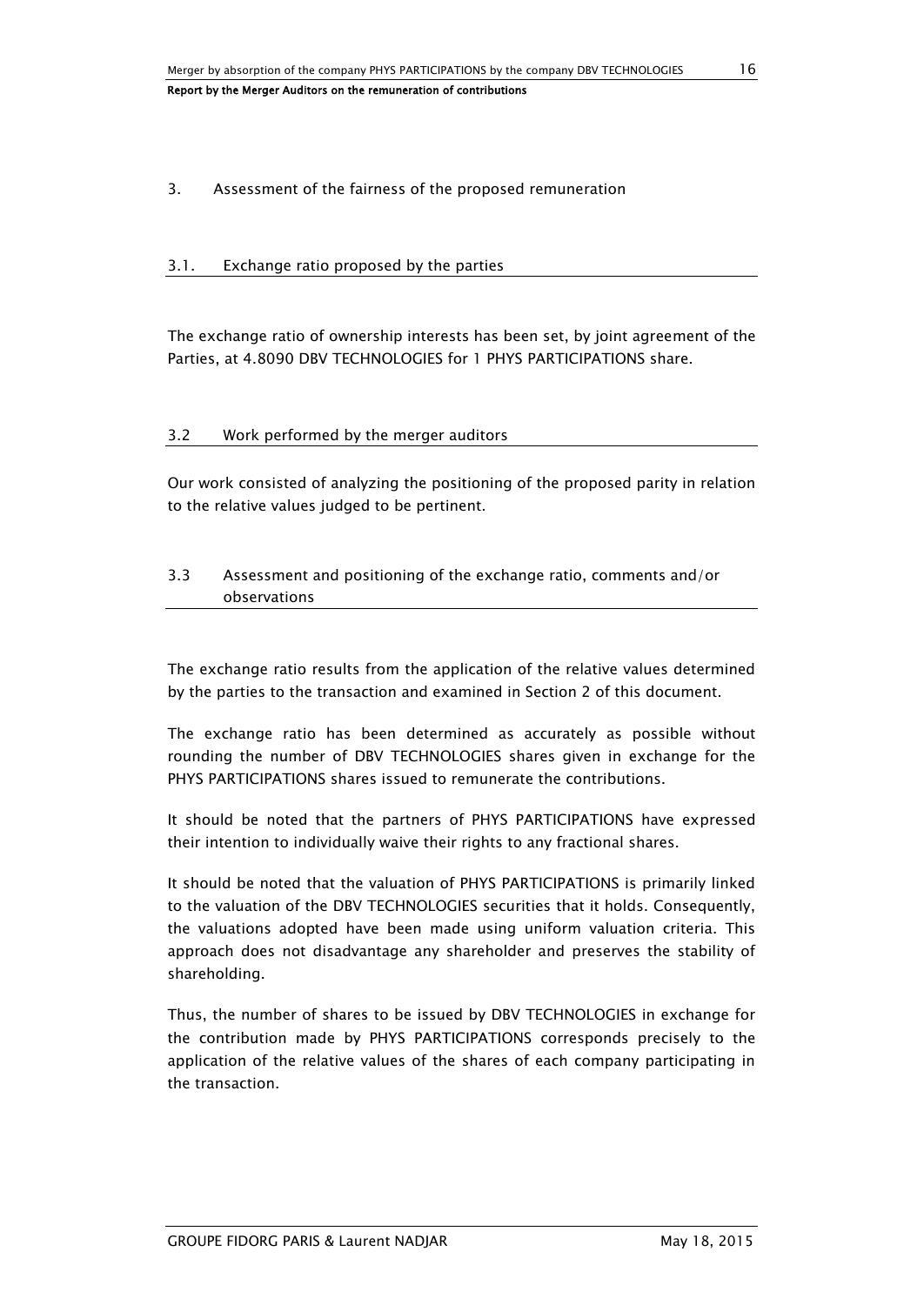# 3. Assessment of the fairness of the proposed remuneration

## 3.1. Exchange ratio proposed by the parties

The exchange ratio of ownership interests has been set, by joint agreement of the Parties, at 4.8090 DBV TECHNOLOGIES for 1 PHYS PARTICIPATIONS share.

## 3.2 Work performed by the merger auditors

Our work consisted of analyzing the positioning of the proposed parity in relation to the relative values judged to be pertinent.

## 3.3 Assessment and positioning of the exchange ratio, comments and/or observations

The exchange ratio results from the application of the relative values determined by the parties to the transaction and examined in Section 2 of this document.

The exchange ratio has been determined as accurately as possible without rounding the number of DBV TECHNOLOGIES shares given in exchange for the PHYS PARTICIPATIONS shares issued to remunerate the contributions.

It should be noted that the partners of PHYS PARTICIPATIONS have expressed their intention to individually waive their rights to any fractional shares.

It should be noted that the valuation of PHYS PARTICIPATIONS is primarily linked to the valuation of the DBV TECHNOLOGIES securities that it holds. Consequently, the valuations adopted have been made using uniform valuation criteria. This approach does not disadvantage any shareholder and preserves the stability of shareholding.

Thus, the number of shares to be issued by DBV TECHNOLOGIES in exchange for the contribution made by PHYS PARTICIPATIONS corresponds precisely to the application of the relative values of the shares of each company participating in the transaction.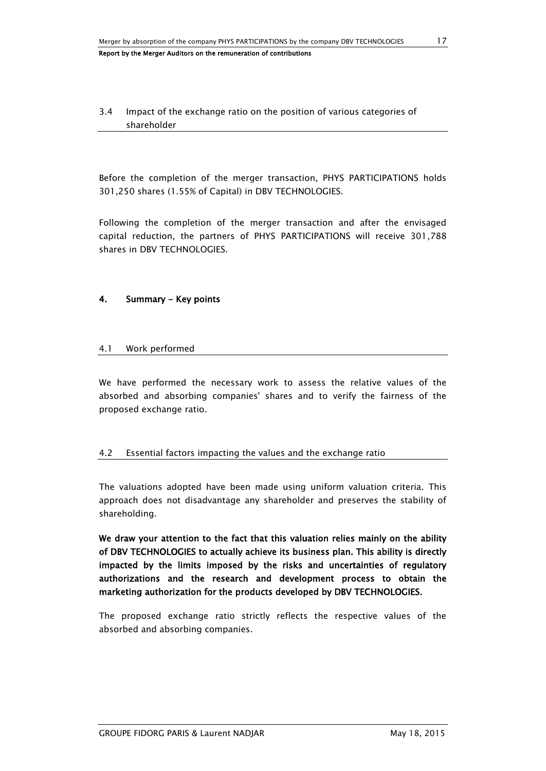### 3.4 Impact of the exchange ratio on the position of various categories of shareholder

Before the completion of the merger transaction, PHYS PARTICIPATIONS holds 301,250 shares (1.55% of Capital) in DBV TECHNOLOGIES.

Following the completion of the merger transaction and after the envisaged capital reduction, the partners of PHYS PARTICIPATIONS will receive 301,788 shares in DBV TECHNOLOGIES.

## 4. Summary - Key points

### 4.1 Work performed

We have performed the necessary work to assess the relative values of the absorbed and absorbing companies' shares and to verify the fairness of the proposed exchange ratio.

### 4.2 Essential factors impacting the values and the exchange ratio

The valuations adopted have been made using uniform valuation criteria. This approach does not disadvantage any shareholder and preserves the stability of shareholding.

**We draw your attention to the fact that this valuation relies mainly on the ability of DBV TECHNOLOGIES to actually achieve its business plan. This ability is directly impacted by the limits imposed by the risks and uncertainties of regulatory authorizations and the research and development process to obtain the marketing authorization for the products developed by DBV TECHNOLOGIES.**

The proposed exchange ratio strictly reflects the respective values of the absorbed and absorbing companies.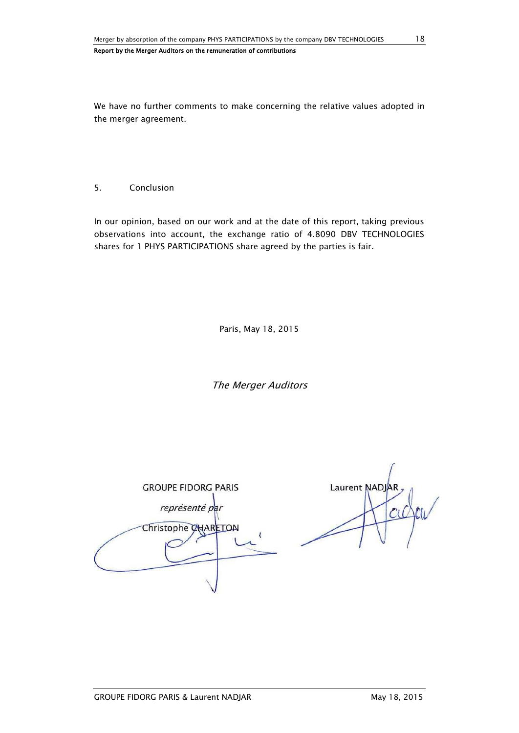We have no further comments to make concerning the relative values adopted in the merger agreement.

## 5. Conclusion

In our opinion, based on our work and at the date of this report, taking previous observations into account, the exchange ratio of 4.8090 DBV TECHNOLOGIES shares for 1 PHYS PARTICIPATIONS share agreed by the parties is fair.

Paris, May 18, 2015

*The Merger Auditors*

GROUPE FIDORG PARIS

*représenté par*

Christophe CHARETON

Laurent NADJAR